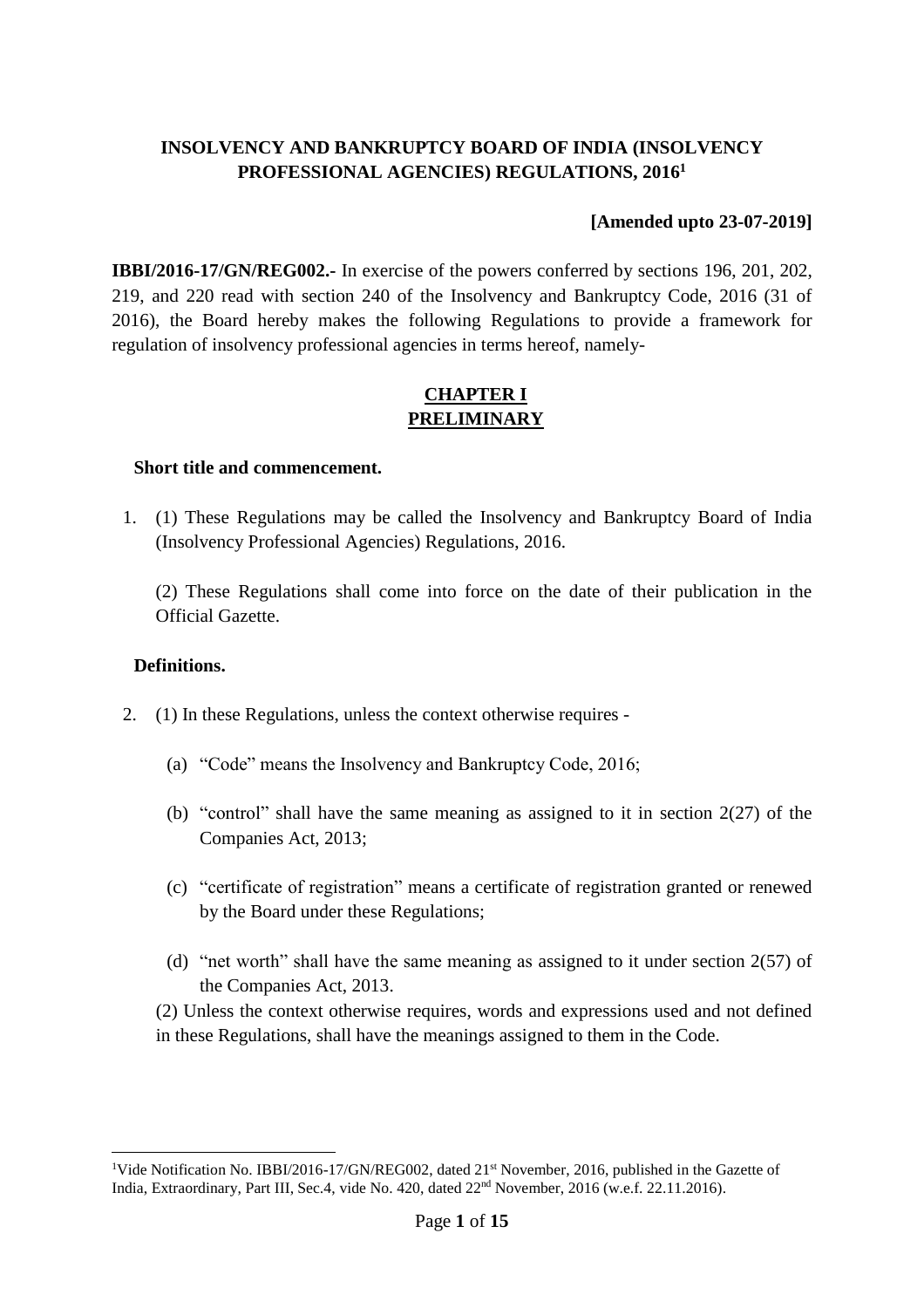# INSOLVENCY AND BANKRUPTCY BOARD OF INDIA (INSOLVENCY PROFESSIONAL AGENCIES) REGULATIONS, 2016[1]

**[Amended upto 23-07-2019]**

**IBBI/2016-17/GN/REG002.-** In exercise of the powers conferred by sections 196, 201, 202, 219, and 220 read with section 240 of the Insolvency and Bankruptcy Code, 2016 (31 of 2016), the Board hereby makes the following Regulations to provide a framework for regulation of insolvency professional agencies in terms hereof, namely-

## CHAPTER I
## PRELIMINARY

**Short title and commencement.**

1. (1) These Regulations may be called the Insolvency and Bankruptcy Board of India (Insolvency Professional Agencies) Regulations, 2016.

   (2) These Regulations shall come into force on the date of their publication in the Official Gazette.

**Definitions.**

2. (1) In these Regulations, unless the context otherwise requires -

   (a) "Code" means the Insolvency and Bankruptcy Code, 2016;

   (b) "control" shall have the same meaning as assigned to it in section 2(27) of the Companies Act, 2013;

   (c) "certificate of registration" means a certificate of registration granted or renewed by the Board under these Regulations;

   (d) "net worth" shall have the same meaning as assigned to it under section 2(57) of the Companies Act, 2013.

   (2) Unless the context otherwise requires, words and expressions used and not defined in these Regulations, shall have the meanings assigned to them in the Code.

---

[1] Vide Notification No. IBBI/2016-17/GN/REG002, dated 21st November, 2016, published in the Gazette of India, Extraordinary, Part III, Sec.4, vide No. 420, dated 22nd November, 2016 (w.e.f. 22.11.2016).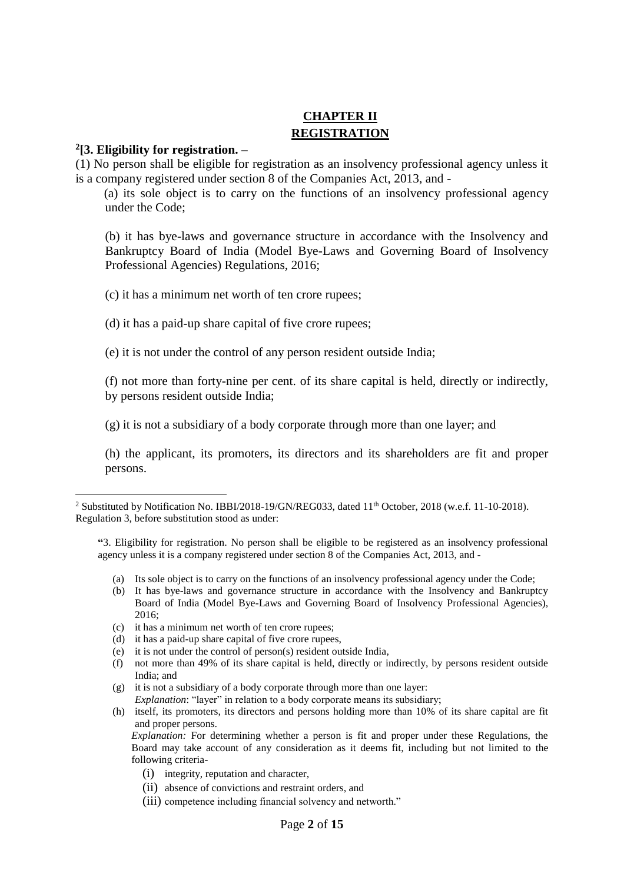## CHAPTER II
## REGISTRATION

**[2][3. Eligibility for registration. –**

(1) No person shall be eligible for registration as an insolvency professional agency unless it is a company registered under section 8 of the Companies Act, 2013, and -

(a) its sole object is to carry on the functions of an insolvency professional agency under the Code;

(b) it has bye-laws and governance structure in accordance with the Insolvency and Bankruptcy Board of India (Model Bye-Laws and Governing Board of Insolvency Professional Agencies) Regulations, 2016;

(c) it has a minimum net worth of ten crore rupees;

(d) it has a paid-up share capital of five crore rupees;

(e) it is not under the control of any person resident outside India;

(f) not more than forty-nine per cent. of its share capital is held, directly or indirectly, by persons resident outside India;

(g) it is not a subsidiary of a body corporate through more than one layer; and

(h) the applicant, its promoters, its directors and its shareholders are fit and proper persons.

---

[2] Substituted by Notification No. IBBI/2018-19/GN/REG033, dated 11th October, 2018 (w.e.f. 11-10-2018). Regulation 3, before substitution stood as under:

"3. Eligibility for registration. No person shall be eligible to be registered as an insolvency professional agency unless it is a company registered under section 8 of the Companies Act, 2013, and -

(a) Its sole object is to carry on the functions of an insolvency professional agency under the Code;
(b) It has bye-laws and governance structure in accordance with the Insolvency and Bankruptcy Board of India (Model Bye-Laws and Governing Board of Insolvency Professional Agencies), 2016;
(c) it has a minimum net worth of ten crore rupees;
(d) it has a paid-up share capital of five crore rupees,
(e) it is not under the control of person(s) resident outside India,
(f) not more than 49% of its share capital is held, directly or indirectly, by persons resident outside India; and
(g) it is not a subsidiary of a body corporate through more than one layer:
*Explanation*: "layer" in relation to a body corporate means its subsidiary;
(h) itself, its promoters, its directors and persons holding more than 10% of its share capital are fit and proper persons.
*Explanation:* For determining whether a person is fit and proper under these Regulations, the Board may take account of any consideration as it deems fit, including but not limited to the following criteria-
(i) integrity, reputation and character,
(ii) absence of convictions and restraint orders, and
(iii) competence including financial solvency and networth."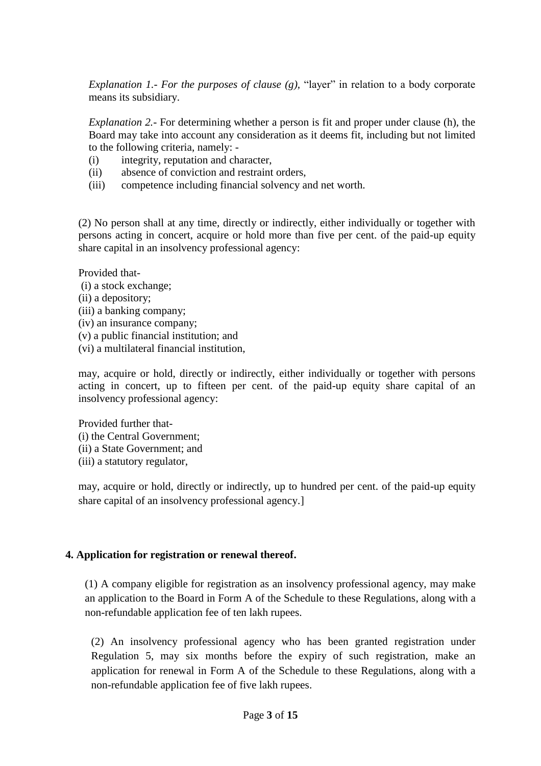*Explanation 1.- For the purposes of clause (g),* "layer" in relation to a body corporate means its subsidiary.

*Explanation 2.-* For determining whether a person is fit and proper under clause (h), the Board may take into account any consideration as it deems fit, including but not limited to the following criteria, namely: -

(i) integrity, reputation and character,
(ii) absence of conviction and restraint orders,
(iii) competence including financial solvency and net worth.

(2) No person shall at any time, directly or indirectly, either individually or together with persons acting in concert, acquire or hold more than five per cent. of the paid-up equity share capital in an insolvency professional agency:

Provided that-
(i) a stock exchange;
(ii) a depository;
(iii) a banking company;
(iv) an insurance company;
(v) a public financial institution; and
(vi) a multilateral financial institution,

may, acquire or hold, directly or indirectly, either individually or together with persons acting in concert, up to fifteen per cent. of the paid-up equity share capital of an insolvency professional agency:

Provided further that-
(i) the Central Government;
(ii) a State Government; and
(iii) a statutory regulator,

may, acquire or hold, directly or indirectly, up to hundred per cent. of the paid-up equity share capital of an insolvency professional agency.]

**4. Application for registration or renewal thereof.**

(1) A company eligible for registration as an insolvency professional agency, may make an application to the Board in Form A of the Schedule to these Regulations, along with a non-refundable application fee of ten lakh rupees.

(2) An insolvency professional agency who has been granted registration under Regulation 5, may six months before the expiry of such registration, make an application for renewal in Form A of the Schedule to these Regulations, along with a non-refundable application fee of five lakh rupees.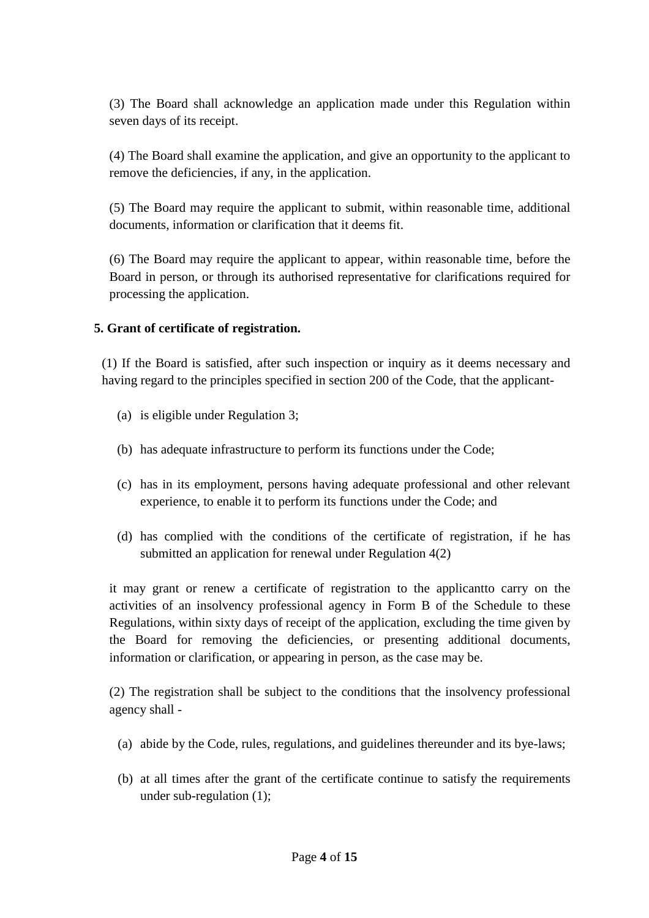(3) The Board shall acknowledge an application made under this Regulation within seven days of its receipt.

(4) The Board shall examine the application, and give an opportunity to the applicant to remove the deficiencies, if any, in the application.

(5) The Board may require the applicant to submit, within reasonable time, additional documents, information or clarification that it deems fit.

(6) The Board may require the applicant to appear, within reasonable time, before the Board in person, or through its authorised representative for clarifications required for processing the application.

**5. Grant of certificate of registration.**

(1) If the Board is satisfied, after such inspection or inquiry as it deems necessary and having regard to the principles specified in section 200 of the Code, that the applicant-

(a) is eligible under Regulation 3;

(b) has adequate infrastructure to perform its functions under the Code;

(c) has in its employment, persons having adequate professional and other relevant experience, to enable it to perform its functions under the Code; and

(d) has complied with the conditions of the certificate of registration, if he has submitted an application for renewal under Regulation 4(2)

it may grant or renew a certificate of registration to the applicantto carry on the activities of an insolvency professional agency in Form B of the Schedule to these Regulations, within sixty days of receipt of the application, excluding the time given by the Board for removing the deficiencies, or presenting additional documents, information or clarification, or appearing in person, as the case may be.

(2) The registration shall be subject to the conditions that the insolvency professional agency shall -

(a) abide by the Code, rules, regulations, and guidelines thereunder and its bye-laws;

(b) at all times after the grant of the certificate continue to satisfy the requirements under sub-regulation (1);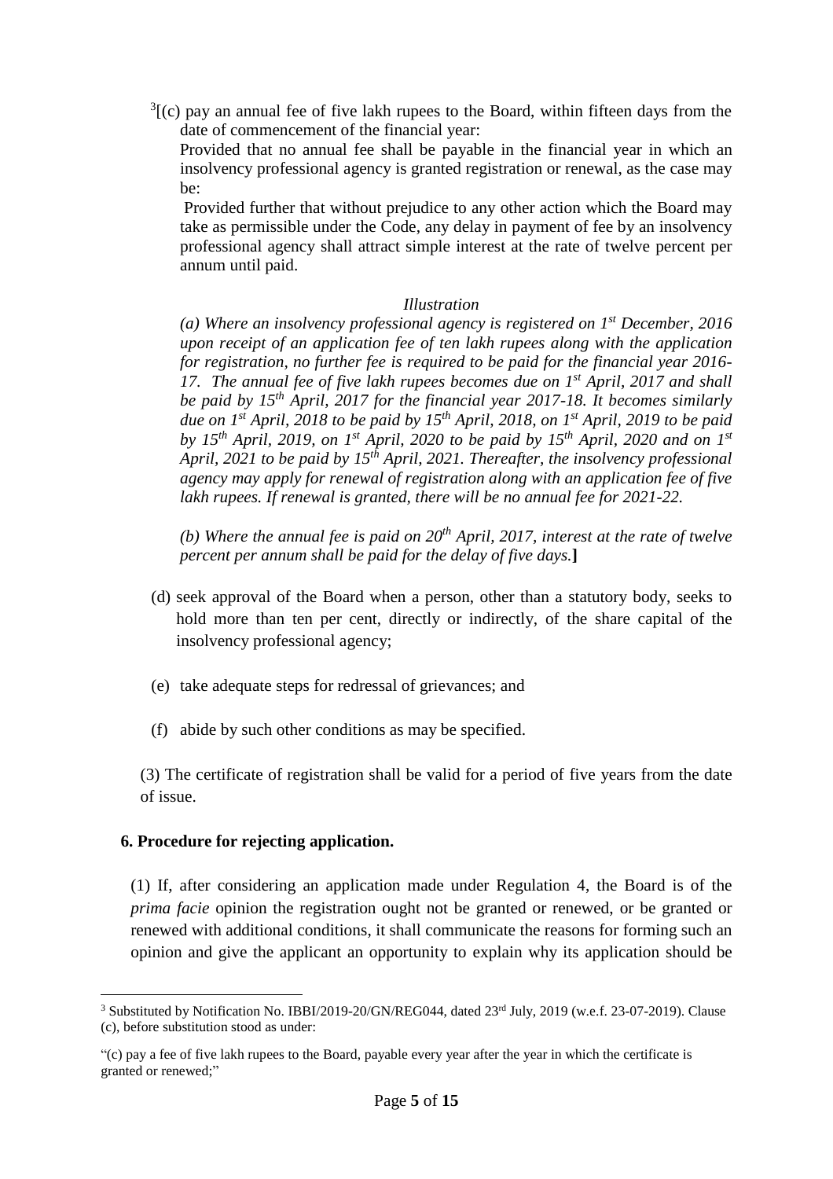[3][(c) pay an annual fee of five lakh rupees to the Board, within fifteen days from the date of commencement of the financial year:

Provided that no annual fee shall be payable in the financial year in which an insolvency professional agency is granted registration or renewal, as the case may be:

Provided further that without prejudice to any other action which the Board may take as permissible under the Code, any delay in payment of fee by an insolvency professional agency shall attract simple interest at the rate of twelve percent per annum until paid.

*Illustration*

*(a) Where an insolvency professional agency is registered on 1st December, 2016 upon receipt of an application fee of ten lakh rupees along with the application for registration, no further fee is required to be paid for the financial year 2016-17. The annual fee of five lakh rupees becomes due on 1st April, 2017 and shall be paid by 15th April, 2017 for the financial year 2017-18. It becomes similarly due on 1st April, 2018 to be paid by 15th April, 2018, on 1st April, 2019 to be paid by 15th April, 2019, on 1st April, 2020 to be paid by 15th April, 2020 and on 1st April, 2021 to be paid by 15th April, 2021. Thereafter, the insolvency professional agency may apply for renewal of registration along with an application fee of five lakh rupees. If renewal is granted, there will be no annual fee for 2021-22.*

*(b) Where the annual fee is paid on 20th April, 2017, interest at the rate of twelve percent per annum shall be paid for the delay of five days.*]

(d) seek approval of the Board when a person, other than a statutory body, seeks to hold more than ten per cent, directly or indirectly, of the share capital of the insolvency professional agency;

(e) take adequate steps for redressal of grievances; and

(f) abide by such other conditions as may be specified.

(3) The certificate of registration shall be valid for a period of five years from the date of issue.

**6. Procedure for rejecting application.**

(1) If, after considering an application made under Regulation 4, the Board is of the *prima facie* opinion the registration ought not be granted or renewed, or be granted or renewed with additional conditions, it shall communicate the reasons for forming such an opinion and give the applicant an opportunity to explain why its application should be

---

[3] Substituted by Notification No. IBBI/2019-20/GN/REG044, dated 23rd July, 2019 (w.e.f. 23-07-2019). Clause (c), before substitution stood as under:

"(c) pay a fee of five lakh rupees to the Board, payable every year after the year in which the certificate is granted or renewed;"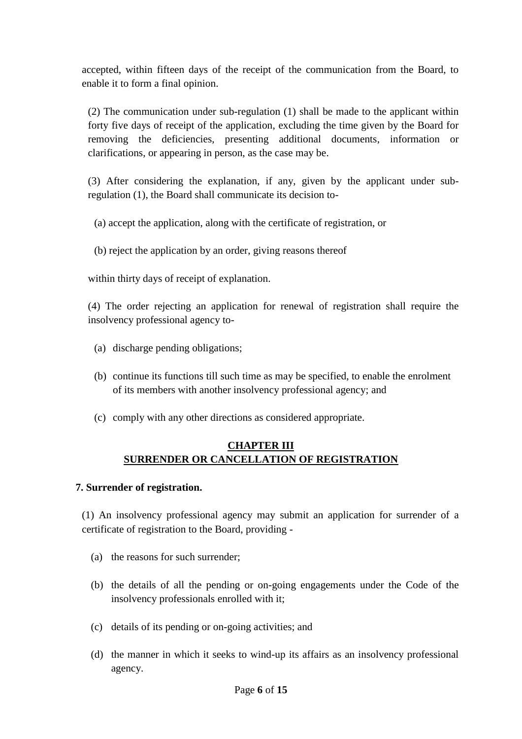accepted, within fifteen days of the receipt of the communication from the Board, to enable it to form a final opinion.

(2) The communication under sub-regulation (1) shall be made to the applicant within forty five days of receipt of the application, excluding the time given by the Board for removing the deficiencies, presenting additional documents, information or clarifications, or appearing in person, as the case may be.

(3) After considering the explanation, if any, given by the applicant under sub-regulation (1), the Board shall communicate its decision to-

(a) accept the application, along with the certificate of registration, or

(b) reject the application by an order, giving reasons thereof

within thirty days of receipt of explanation.

(4) The order rejecting an application for renewal of registration shall require the insolvency professional agency to-

(a) discharge pending obligations;

(b) continue its functions till such time as may be specified, to enable the enrolment of its members with another insolvency professional agency; and

(c) comply with any other directions as considered appropriate.

## CHAPTER III
## SURRENDER OR CANCELLATION OF REGISTRATION

**7. Surrender of registration.**

(1) An insolvency professional agency may submit an application for surrender of a certificate of registration to the Board, providing -

(a) the reasons for such surrender;

(b) the details of all the pending or on-going engagements under the Code of the insolvency professionals enrolled with it;

(c) details of its pending or on-going activities; and

(d) the manner in which it seeks to wind-up its affairs as an insolvency professional agency.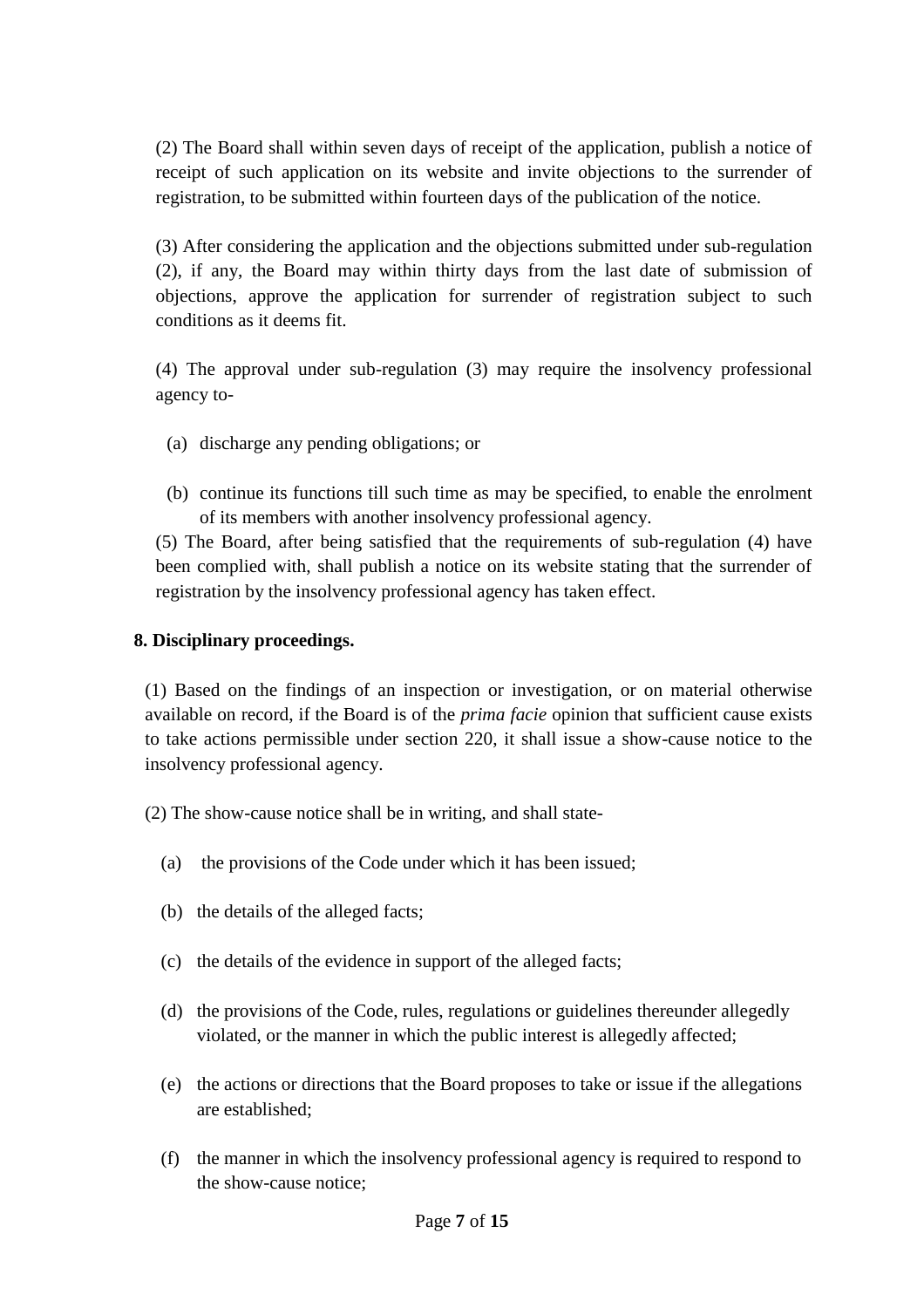(2) The Board shall within seven days of receipt of the application, publish a notice of receipt of such application on its website and invite objections to the surrender of registration, to be submitted within fourteen days of the publication of the notice.

(3) After considering the application and the objections submitted under sub-regulation (2), if any, the Board may within thirty days from the last date of submission of objections, approve the application for surrender of registration subject to such conditions as it deems fit.

(4) The approval under sub-regulation (3) may require the insolvency professional agency to-

(a) discharge any pending obligations; or

(b) continue its functions till such time as may be specified, to enable the enrolment of its members with another insolvency professional agency.

(5) The Board, after being satisfied that the requirements of sub-regulation (4) have been complied with, shall publish a notice on its website stating that the surrender of registration by the insolvency professional agency has taken effect.

**8. Disciplinary proceedings.**

(1) Based on the findings of an inspection or investigation, or on material otherwise available on record, if the Board is of the *prima facie* opinion that sufficient cause exists to take actions permissible under section 220, it shall issue a show-cause notice to the insolvency professional agency.

(2) The show-cause notice shall be in writing, and shall state-

(a) the provisions of the Code under which it has been issued;

(b) the details of the alleged facts;

(c) the details of the evidence in support of the alleged facts;

(d) the provisions of the Code, rules, regulations or guidelines thereunder allegedly violated, or the manner in which the public interest is allegedly affected;

(e) the actions or directions that the Board proposes to take or issue if the allegations are established;

(f) the manner in which the insolvency professional agency is required to respond to the show-cause notice;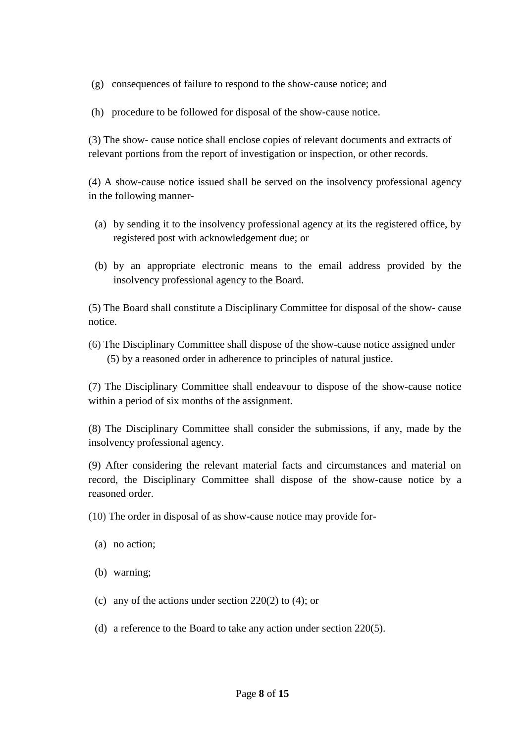(g) consequences of failure to respond to the show-cause notice; and

(h) procedure to be followed for disposal of the show-cause notice.

(3) The show- cause notice shall enclose copies of relevant documents and extracts of relevant portions from the report of investigation or inspection, or other records.

(4) A show-cause notice issued shall be served on the insolvency professional agency in the following manner-

(a) by sending it to the insolvency professional agency at its the registered office, by registered post with acknowledgement due; or

(b) by an appropriate electronic means to the email address provided by the insolvency professional agency to the Board.

(5) The Board shall constitute a Disciplinary Committee for disposal of the show- cause notice.

(6) The Disciplinary Committee shall dispose of the show-cause notice assigned under (5) by a reasoned order in adherence to principles of natural justice.

(7) The Disciplinary Committee shall endeavour to dispose of the show-cause notice within a period of six months of the assignment.

(8) The Disciplinary Committee shall consider the submissions, if any, made by the insolvency professional agency.

(9) After considering the relevant material facts and circumstances and material on record, the Disciplinary Committee shall dispose of the show-cause notice by a reasoned order.

(10) The order in disposal of as show-cause notice may provide for-

(a) no action;

(b) warning;

(c) any of the actions under section 220(2) to (4); or

(d) a reference to the Board to take any action under section 220(5).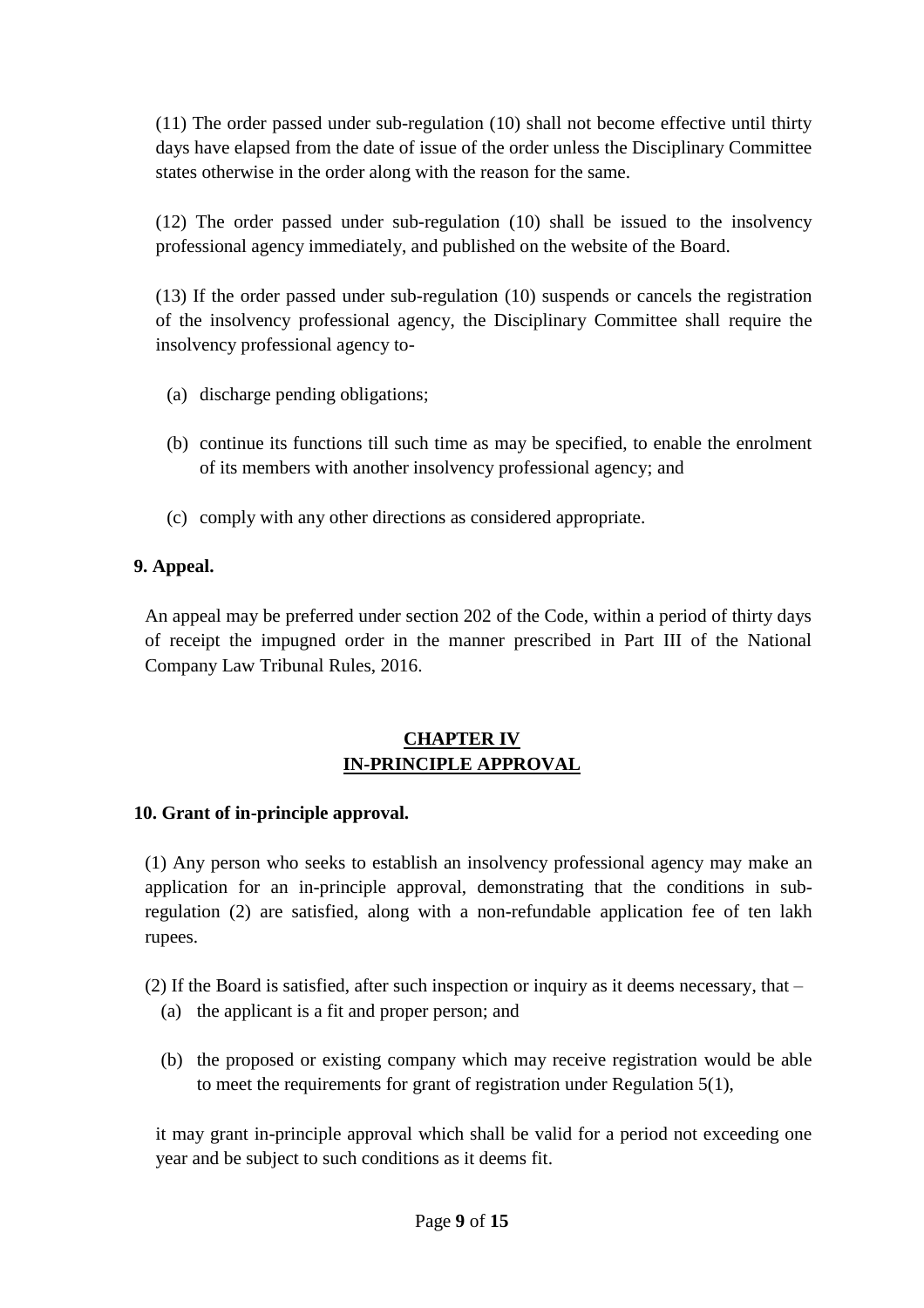(11) The order passed under sub-regulation (10) shall not become effective until thirty days have elapsed from the date of issue of the order unless the Disciplinary Committee states otherwise in the order along with the reason for the same.

(12) The order passed under sub-regulation (10) shall be issued to the insolvency professional agency immediately, and published on the website of the Board.

(13) If the order passed under sub-regulation (10) suspends or cancels the registration of the insolvency professional agency, the Disciplinary Committee shall require the insolvency professional agency to-

(a) discharge pending obligations;

(b) continue its functions till such time as may be specified, to enable the enrolment of its members with another insolvency professional agency; and

(c) comply with any other directions as considered appropriate.

**9. Appeal.**

An appeal may be preferred under section 202 of the Code, within a period of thirty days of receipt the impugned order in the manner prescribed in Part III of the National Company Law Tribunal Rules, 2016.

## CHAPTER IV
## IN-PRINCIPLE APPROVAL

**10. Grant of in-principle approval.**

(1) Any person who seeks to establish an insolvency professional agency may make an application for an in-principle approval, demonstrating that the conditions in sub-regulation (2) are satisfied, along with a non-refundable application fee of ten lakh rupees.

(2) If the Board is satisfied, after such inspection or inquiry as it deems necessary, that –

(a) the applicant is a fit and proper person; and

(b) the proposed or existing company which may receive registration would be able to meet the requirements for grant of registration under Regulation 5(1),

it may grant in-principle approval which shall be valid for a period not exceeding one year and be subject to such conditions as it deems fit.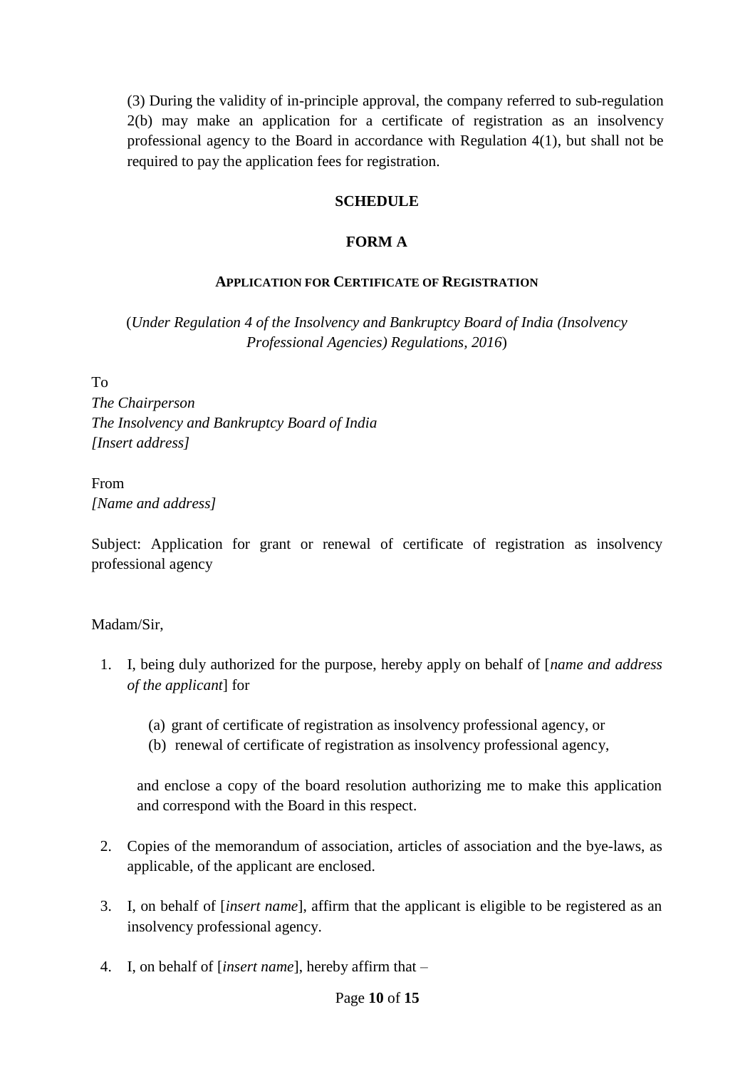(3) During the validity of in-principle approval, the company referred to sub-regulation 2(b) may make an application for a certificate of registration as an insolvency professional agency to the Board in accordance with Regulation 4(1), but shall not be required to pay the application fees for registration.

## SCHEDULE

## FORM A

### APPLICATION FOR CERTIFICATE OF REGISTRATION

(*Under Regulation 4 of the Insolvency and Bankruptcy Board of India (Insolvency Professional Agencies) Regulations, 2016*)

To
*The Chairperson*
*The Insolvency and Bankruptcy Board of India*
*[Insert address]*

From
*[Name and address]*

Subject: Application for grant or renewal of certificate of registration as insolvency professional agency

Madam/Sir,

1. I, being duly authorized for the purpose, hereby apply on behalf of [*name and address of the applicant*] for

   (a) grant of certificate of registration as insolvency professional agency, or
   (b) renewal of certificate of registration as insolvency professional agency,

   and enclose a copy of the board resolution authorizing me to make this application and correspond with the Board in this respect.

2. Copies of the memorandum of association, articles of association and the bye-laws, as applicable, of the applicant are enclosed.

3. I, on behalf of [*insert name*], affirm that the applicant is eligible to be registered as an insolvency professional agency.

4. I, on behalf of [*insert name*], hereby affirm that –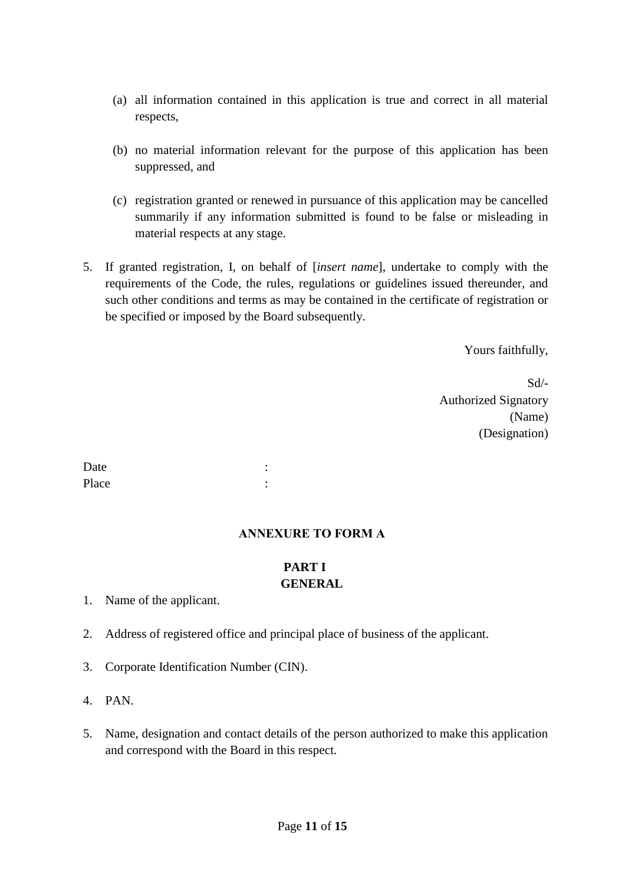(a) all information contained in this application is true and correct in all material respects,

(b) no material information relevant for the purpose of this application has been suppressed, and

(c) registration granted or renewed in pursuance of this application may be cancelled summarily if any information submitted is found to be false or misleading in material respects at any stage.

5. If granted registration, I, on behalf of [*insert name*], undertake to comply with the requirements of the Code, the rules, regulations or guidelines issued thereunder, and such other conditions and terms as may be contained in the certificate of registration or be specified or imposed by the Board subsequently.

Yours faithfully,

Sd/-
Authorized Signatory
(Name)
(Designation)

Date :
Place :

**ANNEXURE TO FORM A**

**PART I**
**GENERAL**

1. Name of the applicant.

2. Address of registered office and principal place of business of the applicant.

3. Corporate Identification Number (CIN).

4. PAN.

5. Name, designation and contact details of the person authorized to make this application and correspond with the Board in this respect.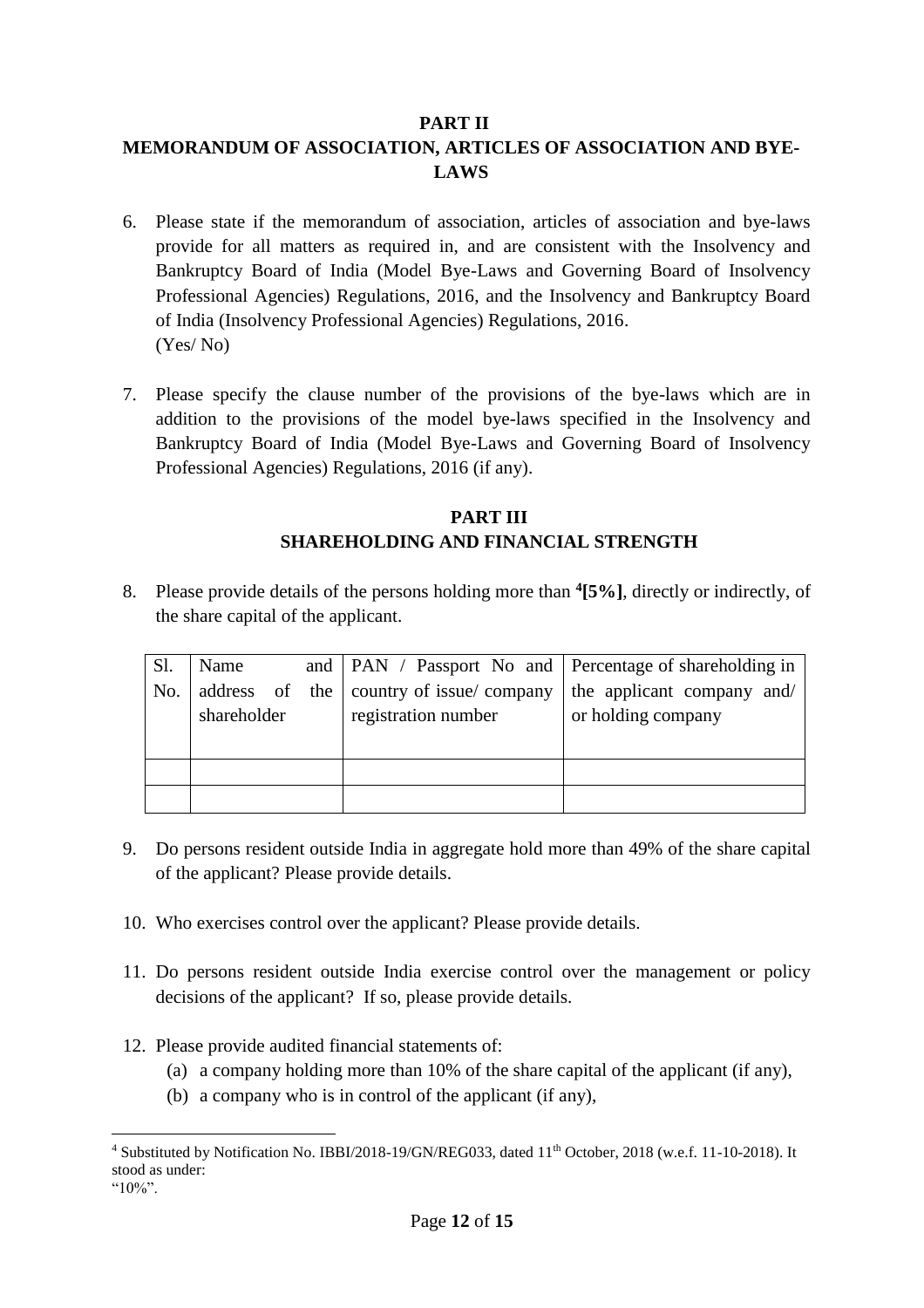## PART II
## MEMORANDUM OF ASSOCIATION, ARTICLES OF ASSOCIATION AND BYE-LAWS

6. Please state if the memorandum of association, articles of association and bye-laws provide for all matters as required in, and are consistent with the Insolvency and Bankruptcy Board of India (Model Bye-Laws and Governing Board of Insolvency Professional Agencies) Regulations, 2016, and the Insolvency and Bankruptcy Board of India (Insolvency Professional Agencies) Regulations, 2016.
(Yes/ No)

7. Please specify the clause number of the provisions of the bye-laws which are in addition to the provisions of the model bye-laws specified in the Insolvency and Bankruptcy Board of India (Model Bye-Laws and Governing Board of Insolvency Professional Agencies) Regulations, 2016 (if any).

## PART III
## SHAREHOLDING AND FINANCIAL STRENGTH

8. Please provide details of the persons holding more than [4]**[5%]**, directly or indirectly, of the share capital of the applicant.

| Sl. No. | Name and address of the shareholder | PAN / Passport No and country of issue/ company registration number | Percentage of shareholding in the applicant company and/ or holding company |
|---|---|---|---|
| | | | |
| | | | |

9. Do persons resident outside India in aggregate hold more than 49% of the share capital of the applicant? Please provide details.

10. Who exercises control over the applicant? Please provide details.

11. Do persons resident outside India exercise control over the management or policy decisions of the applicant? If so, please provide details.

12. Please provide audited financial statements of:
    (a) a company holding more than 10% of the share capital of the applicant (if any),
    (b) a company who is in control of the applicant (if any),

---

[4] Substituted by Notification No. IBBI/2018-19/GN/REG033, dated 11th October, 2018 (w.e.f. 11-10-2018). It stood as under:
"10%".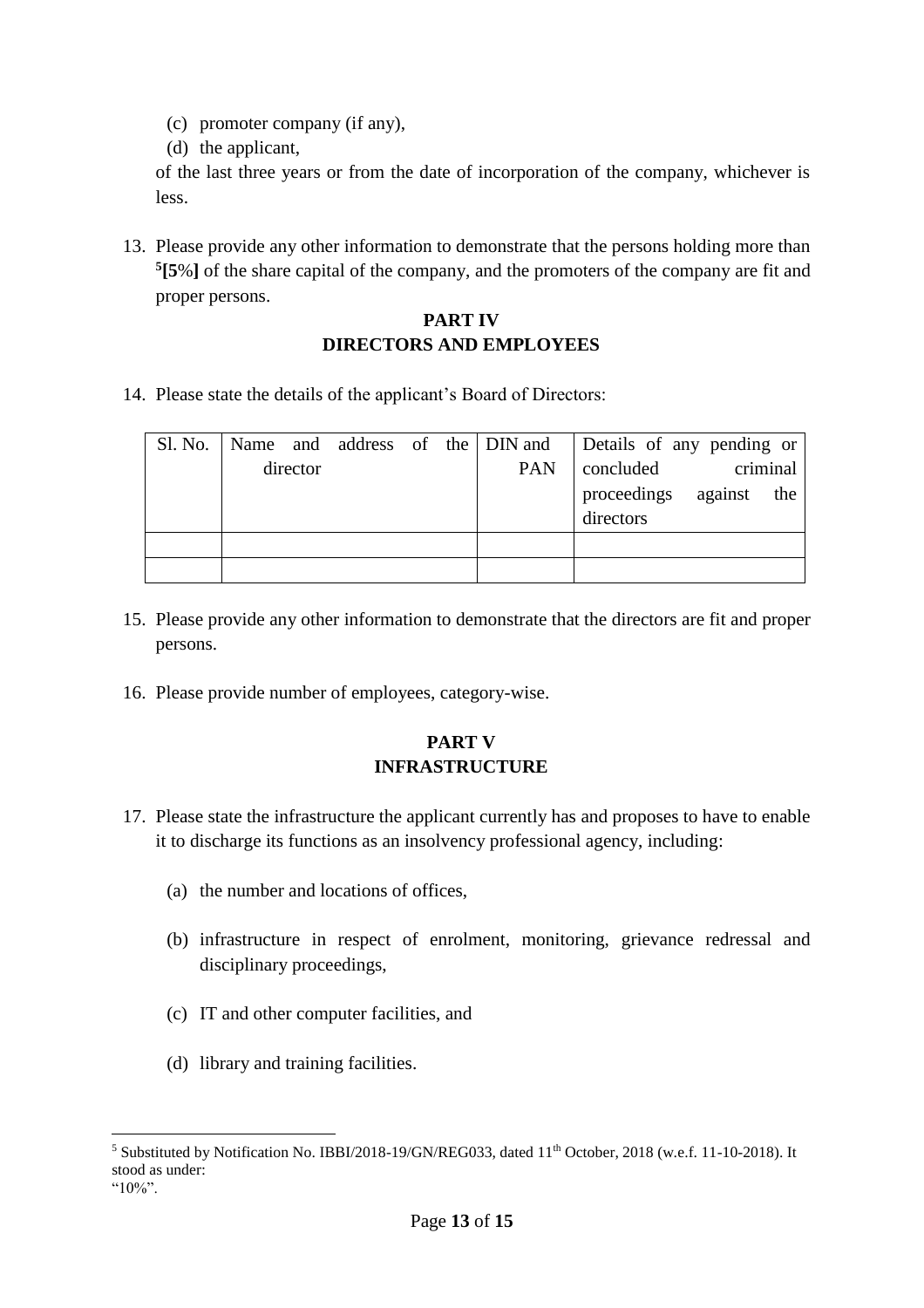(c) promoter company (if any),

(d) the applicant,

of the last three years or from the date of incorporation of the company, whichever is less.

13. Please provide any other information to demonstrate that the persons holding more than [5]**[5%]** of the share capital of the company, and the promoters of the company are fit and proper persons.

## PART IV
## DIRECTORS AND EMPLOYEES

14. Please state the details of the applicant's Board of Directors:

| Sl. No. | Name and address of the director | DIN and PAN | Details of any pending or concluded criminal proceedings against the directors |
|---|---|---|---|
| | | | |
| | | | |

15. Please provide any other information to demonstrate that the directors are fit and proper persons.

16. Please provide number of employees, category-wise.

## PART V
## INFRASTRUCTURE

17. Please state the infrastructure the applicant currently has and proposes to have to enable it to discharge its functions as an insolvency professional agency, including:

(a) the number and locations of offices,

(b) infrastructure in respect of enrolment, monitoring, grievance redressal and disciplinary proceedings,

(c) IT and other computer facilities, and

(d) library and training facilities.

---

[5] Substituted by Notification No. IBBI/2018-19/GN/REG033, dated 11th October, 2018 (w.e.f. 11-10-2018). It stood as under:
"10%".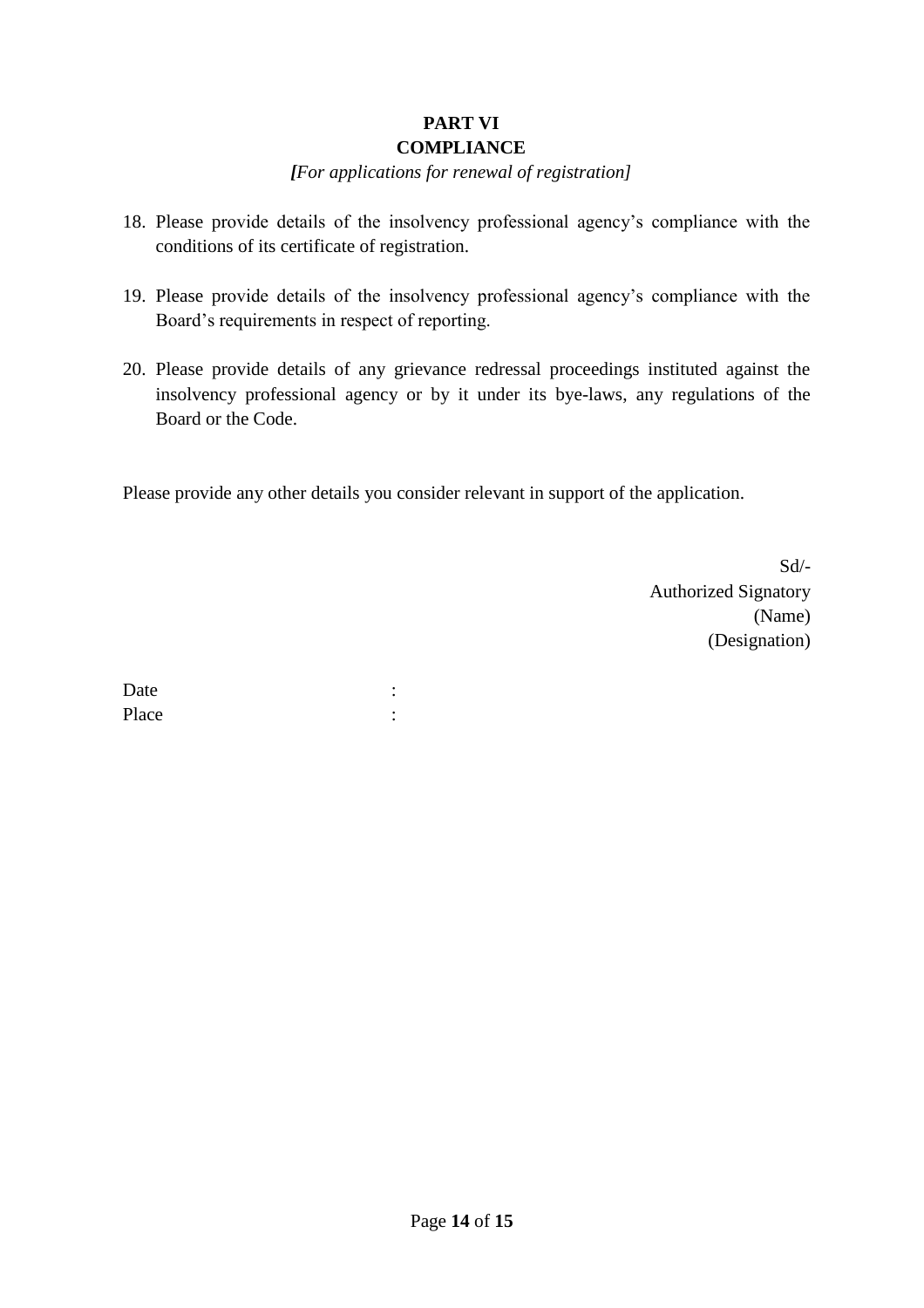## PART VI
## COMPLIANCE

*[For applications for renewal of registration]*

18. Please provide details of the insolvency professional agency's compliance with the conditions of its certificate of registration.

19. Please provide details of the insolvency professional agency's compliance with the Board's requirements in respect of reporting.

20. Please provide details of any grievance redressal proceedings instituted against the insolvency professional agency or by it under its bye-laws, any regulations of the Board or the Code.

Please provide any other details you consider relevant in support of the application.

Sd/-
Authorized Signatory
(Name)
(Designation)

Date :
Place :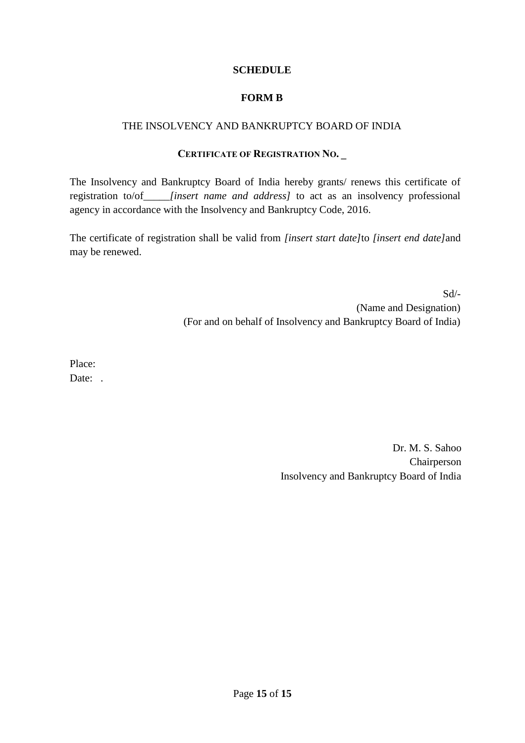**SCHEDULE**

**FORM B**

THE INSOLVENCY AND BANKRUPTCY BOARD OF INDIA

**CERTIFICATE OF REGISTRATION NO. _**

The Insolvency and Bankruptcy Board of India hereby grants/ renews this certificate of registration to/of_____*[insert name and address]* to act as an insolvency professional agency in accordance with the Insolvency and Bankruptcy Code, 2016.

The certificate of registration shall be valid from *[insert start date]* to *[insert end date]* and may be renewed.

Sd/-
(Name and Designation)
(For and on behalf of Insolvency and Bankruptcy Board of India)

Place:
Date: .

Dr. M. S. Sahoo
Chairperson
Insolvency and Bankruptcy Board of India